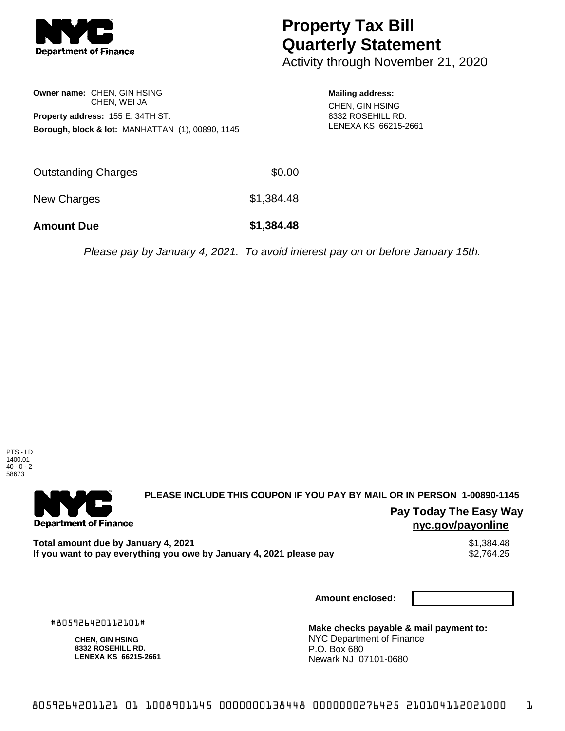# Property Tax Bill Quarterly Statement

Activity through November 21, 2020

**Owner name:** CHEN, GIN HSING
CHEN, WEI JA

**Property address:** 155 E. 34TH ST.

**Borough, block & lot:** MANHATTAN (1), 00890, 1145

**Mailing address:**
CHEN, GIN HSING
8332 ROSEHILL RD.
LENEXA KS 66215-2661

| | |
|---|---|
| Outstanding Charges | $0.00 |
| New Charges | $1,384.48 |
| **Amount Due** | **$1,384.48** |

*Please pay by January 4, 2021. To avoid interest pay on or before January 15th.*

PTS - LD
1400.01
40 - 0 - 2
58673

---

**PLEASE INCLUDE THIS COUPON IF YOU PAY BY MAIL OR IN PERSON 1-00890-1145**

**Pay Today The Easy Way**
**nyc.gov/payonline**

| | |
|---|---|
| **Total amount due by January 4, 2021** | $1,384.48 |
| **If you want to pay everything you owe by January 4, 2021 please pay** | $2,764.25 |

**Amount enclosed:**

#805926420112101#

**CHEN, GIN HSING**
**8332 ROSEHILL RD.**
**LENEXA KS 66215-2661**

**Make checks payable & mail payment to:**
NYC Department of Finance
P.O. Box 680
Newark NJ 07101-0680

8059264201121 01 1008901145 0000000138448 0000000276425 210104112021000 1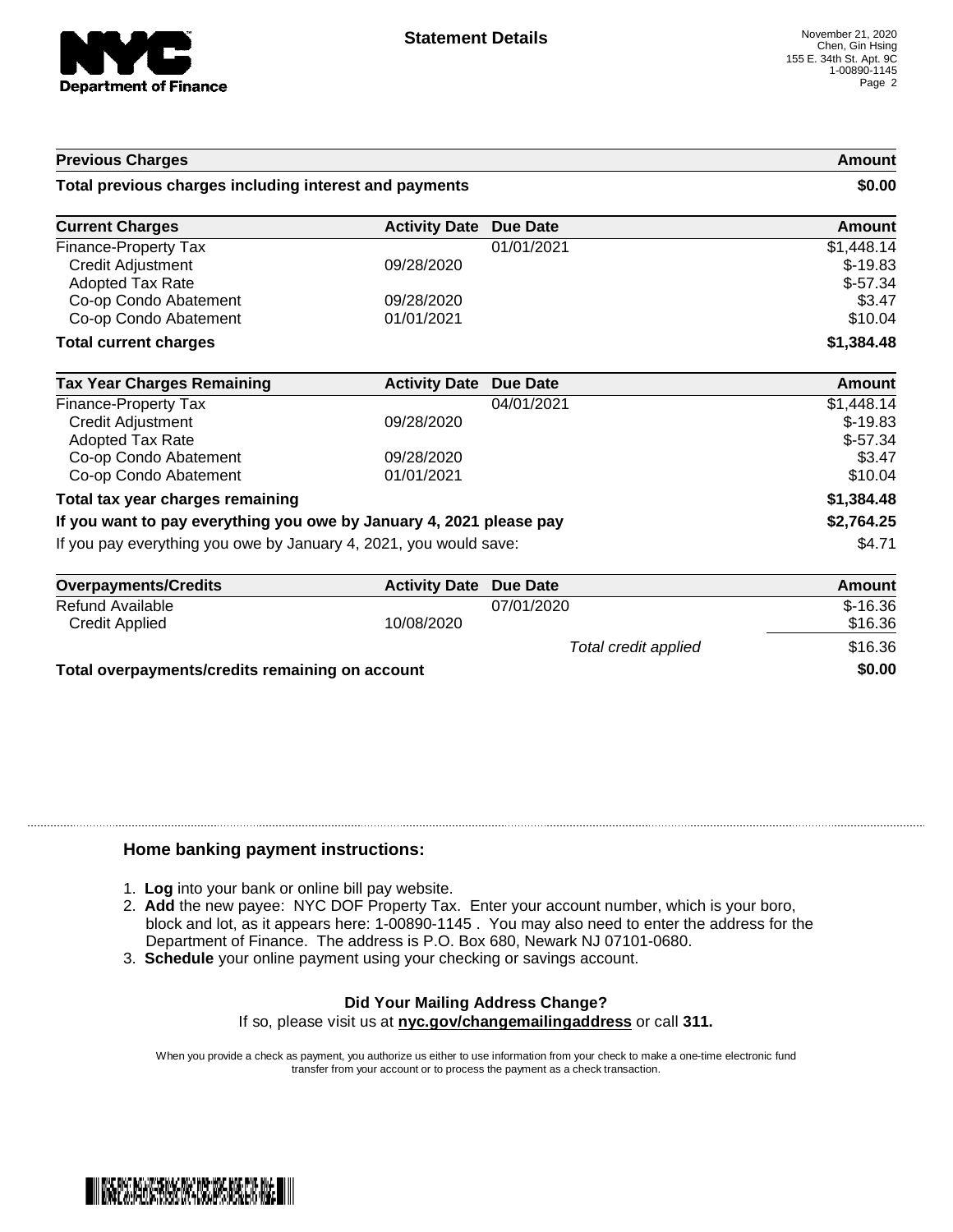**Department of Finance**

## Statement Details

November 21, 2020
Chen, Gin Hsing
155 E. 34th St. Apt. 9C
1-00890-1145

| Previous Charges | | | Amount |
|---|---|---|---|
| **Total previous charges including interest and payments** | | | **$0.00** |

| Current Charges | Activity Date | Due Date | Amount |
|---|---|---|---|
| Finance-Property Tax | | 01/01/2021 | $1,448.14 |
| Credit Adjustment | 09/28/2020 | | $-19.83 |
| Adopted Tax Rate | | | $-57.34 |
| Co-op Condo Abatement | 09/28/2020 | | $3.47 |
| Co-op Condo Abatement | 01/01/2021 | | $10.04 |
| **Total current charges** | | | **$1,384.48** |

| Tax Year Charges Remaining | Activity Date | Due Date | Amount |
|---|---|---|---|
| Finance-Property Tax | | 04/01/2021 | $1,448.14 |
| Credit Adjustment | 09/28/2020 | | $-19.83 |
| Adopted Tax Rate | | | $-57.34 |
| Co-op Condo Abatement | 09/28/2020 | | $3.47 |
| Co-op Condo Abatement | 01/01/2021 | | $10.04 |
| **Total tax year charges remaining** | | | **$1,384.48** |
| **If you want to pay everything you owe by January 4, 2021 please pay** | | | **$2,764.25** |
| If you pay everything you owe by January 4, 2021, you would save: | | | $4.71 |

| Overpayments/Credits | Activity Date | Due Date | Amount |
|---|---|---|---|
| Refund Available | | 07/01/2020 | $-16.36 |
| Credit Applied | 10/08/2020 | | $16.36 |
| | | *Total credit applied* | $16.36 |
| **Total overpayments/credits remaining on account** | | | **$0.00** |

### Home banking payment instructions:

1. **Log** into your bank or online bill pay website.
2. **Add** the new payee: NYC DOF Property Tax. Enter your account number, which is your boro, block and lot, as it appears here: 1-00890-1145 . You may also need to enter the address for the Department of Finance. The address is P.O. Box 680, Newark NJ 07101-0680.
3. **Schedule** your online payment using your checking or savings account.

**Did Your Mailing Address Change?**
If so, please visit us at **nyc.gov/changemailingaddress** or call **311.**

When you provide a check as payment, you authorize us either to use information from your check to make a one-time electronic fund transfer from your account or to process the payment as a check transaction.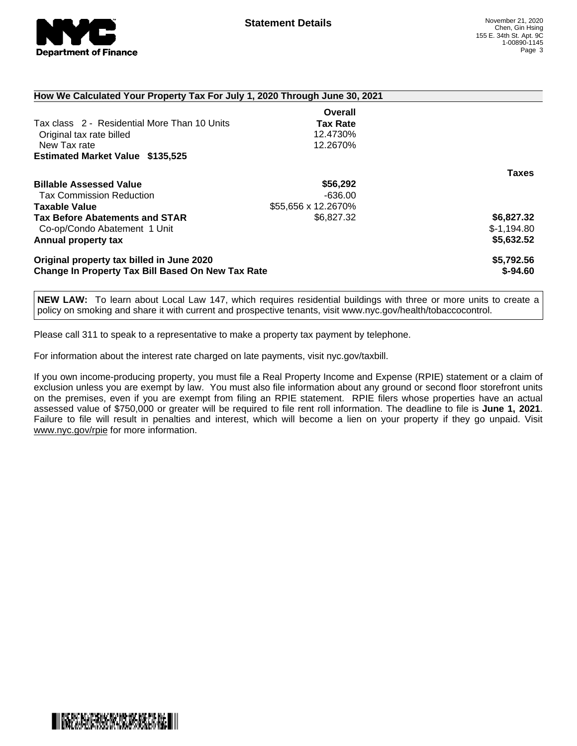**Statement Details**

November 21, 2020
Chen, Gin Hsing
155 E. 34th St. Apt. 9C
1-00890-1145

## How We Calculated Your Property Tax For July 1, 2020 Through June 30, 2021

| | Overall Tax Rate | |
|---|---|---|
| Tax class 2 - Residential More Than 10 Units | | |
| Original tax rate billed | 12.4730% | |
| New Tax rate | 12.2670% | |
| **Estimated Market Value $135,525** | | |
| | | **Taxes** |
| **Billable Assessed Value** | **$56,292** | |
| Tax Commission Reduction | -636.00 | |
| **Taxable Value** | $55,656 x 12.2670% | |
| **Tax Before Abatements and STAR** | $6,827.32 | **$6,827.32** |
| Co-op/Condo Abatement 1 Unit | | $-1,194.80 |
| **Annual property tax** | | **$5,632.52** |
| **Original property tax billed in June 2020** | | **$5,792.56** |
| **Change In Property Tax Bill Based On New Tax Rate** | | **$-94.60** |

**NEW LAW:** To learn about Local Law 147, which requires residential buildings with three or more units to create a policy on smoking and share it with current and prospective tenants, visit www.nyc.gov/health/tobaccocontrol.

Please call 311 to speak to a representative to make a property tax payment by telephone.

For information about the interest rate charged on late payments, visit nyc.gov/taxbill.

If you own income-producing property, you must file a Real Property Income and Expense (RPIE) statement or a claim of exclusion unless you are exempt by law. You must also file information about any ground or second floor storefront units on the premises, even if you are exempt from filing an RPIE statement. RPIE filers whose properties have an actual assessed value of $750,000 or greater will be required to file rent roll information. The deadline to file is **June 1, 2021**. Failure to file will result in penalties and interest, which will become a lien on your property if they go unpaid. Visit www.nyc.gov/rpie for more information.